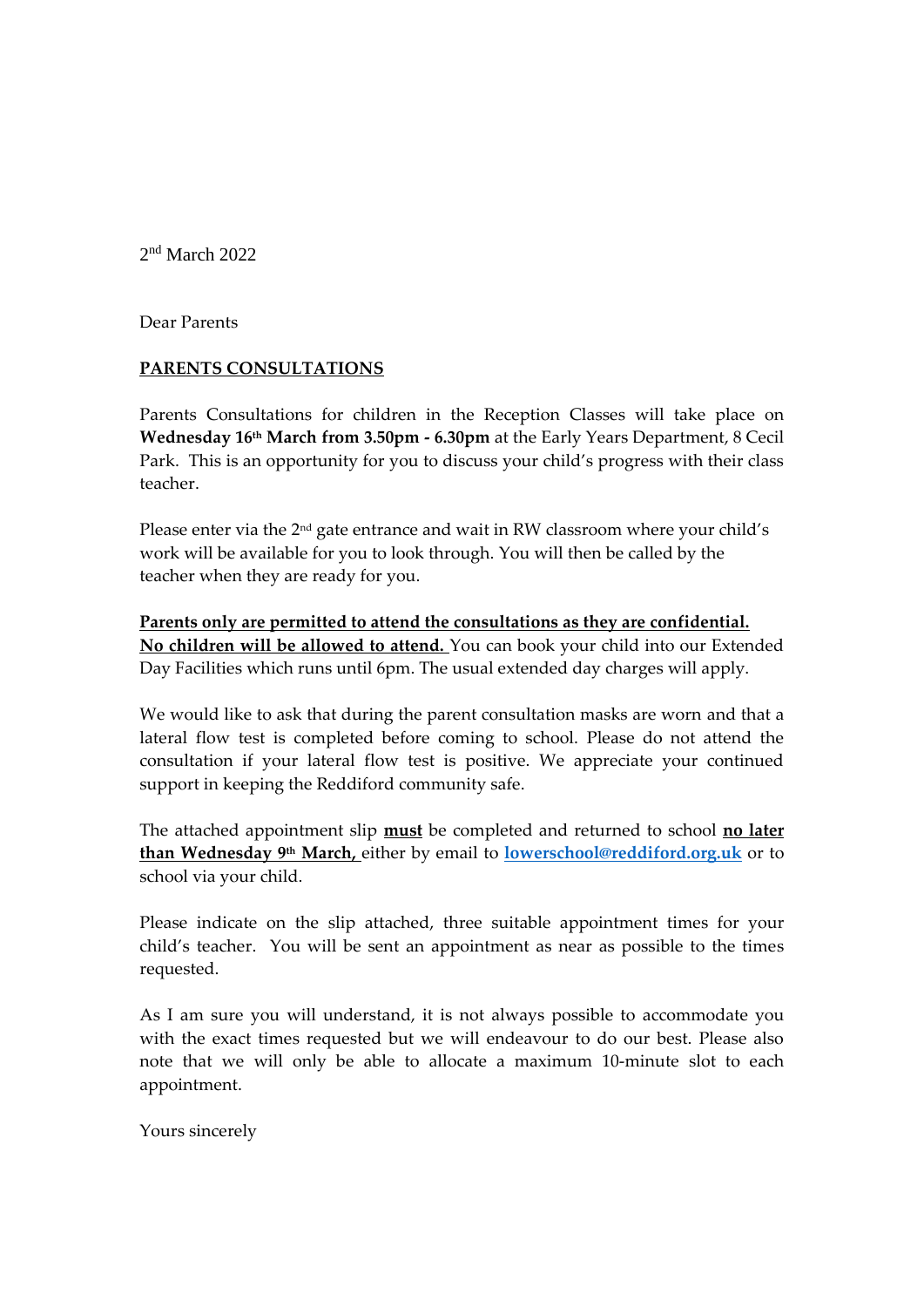2nd March 2022

Dear Parents

**PARENTS CONSULTATIONS**

Parents Consultations for children in the Reception Classes will take place on **Wednesday 16th March from 3.50pm - 6.30pm** at the Early Years Department, 8 Cecil Park. This is an opportunity for you to discuss your child's progress with their class teacher.

Please enter via the 2nd gate entrance and wait in RW classroom where your child's work will be available for you to look through. You will then be called by the teacher when they are ready for you.

**Parents only are permitted to attend the consultations as they are confidential.**
**No children will be allowed to attend.** You can book your child into our Extended Day Facilities which runs until 6pm. The usual extended day charges will apply.

We would like to ask that during the parent consultation masks are worn and that a lateral flow test is completed before coming to school. Please do not attend the consultation if your lateral flow test is positive. We appreciate your continued support in keeping the Reddiford community safe.

The attached appointment slip **must** be completed and returned to school **no later than Wednesday 9th March,** either by email to **lowerschool@reddiford.org.uk** or to school via your child.

Please indicate on the slip attached, three suitable appointment times for your child's teacher. You will be sent an appointment as near as possible to the times requested.

As I am sure you will understand, it is not always possible to accommodate you with the exact times requested but we will endeavour to do our best. Please also note that we will only be able to allocate a maximum 10-minute slot to each appointment.

Yours sincerely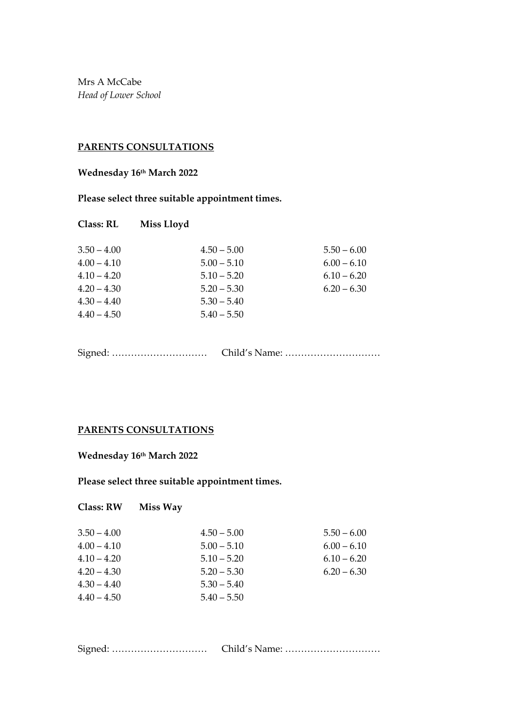Mrs A McCabe
*Head of Lower School*

## PARENTS CONSULTATIONS

**Wednesday 16th March 2022**

**Please select three suitable appointment times.**

**Class: RL    Miss Lloyd**

| | | |
|---|---|---|
| 3.50 – 4.00 | 4.50 – 5.00 | 5.50 – 6.00 |
| 4.00 – 4.10 | 5.00 – 5.10 | 6.00 – 6.10 |
| 4.10 – 4.20 | 5.10 – 5.20 | 6.10 – 6.20 |
| 4.20 – 4.30 | 5.20 – 5.30 | 6.20 – 6.30 |
| 4.30 – 4.40 | 5.30 – 5.40 | |
| 4.40 – 4.50 | 5.40 – 5.50 | |

Signed: …………………………    Child's Name: …………………………

## PARENTS CONSULTATIONS

**Wednesday 16th March 2022**

**Please select three suitable appointment times.**

**Class: RW    Miss Way**

| | | |
|---|---|---|
| 3.50 – 4.00 | 4.50 – 5.00 | 5.50 – 6.00 |
| 4.00 – 4.10 | 5.00 – 5.10 | 6.00 – 6.10 |
| 4.10 – 4.20 | 5.10 – 5.20 | 6.10 – 6.20 |
| 4.20 – 4.30 | 5.20 – 5.30 | 6.20 – 6.30 |
| 4.30 – 4.40 | 5.30 – 5.40 | |
| 4.40 – 4.50 | 5.40 – 5.50 | |

Signed: …………………………    Child's Name: …………………………